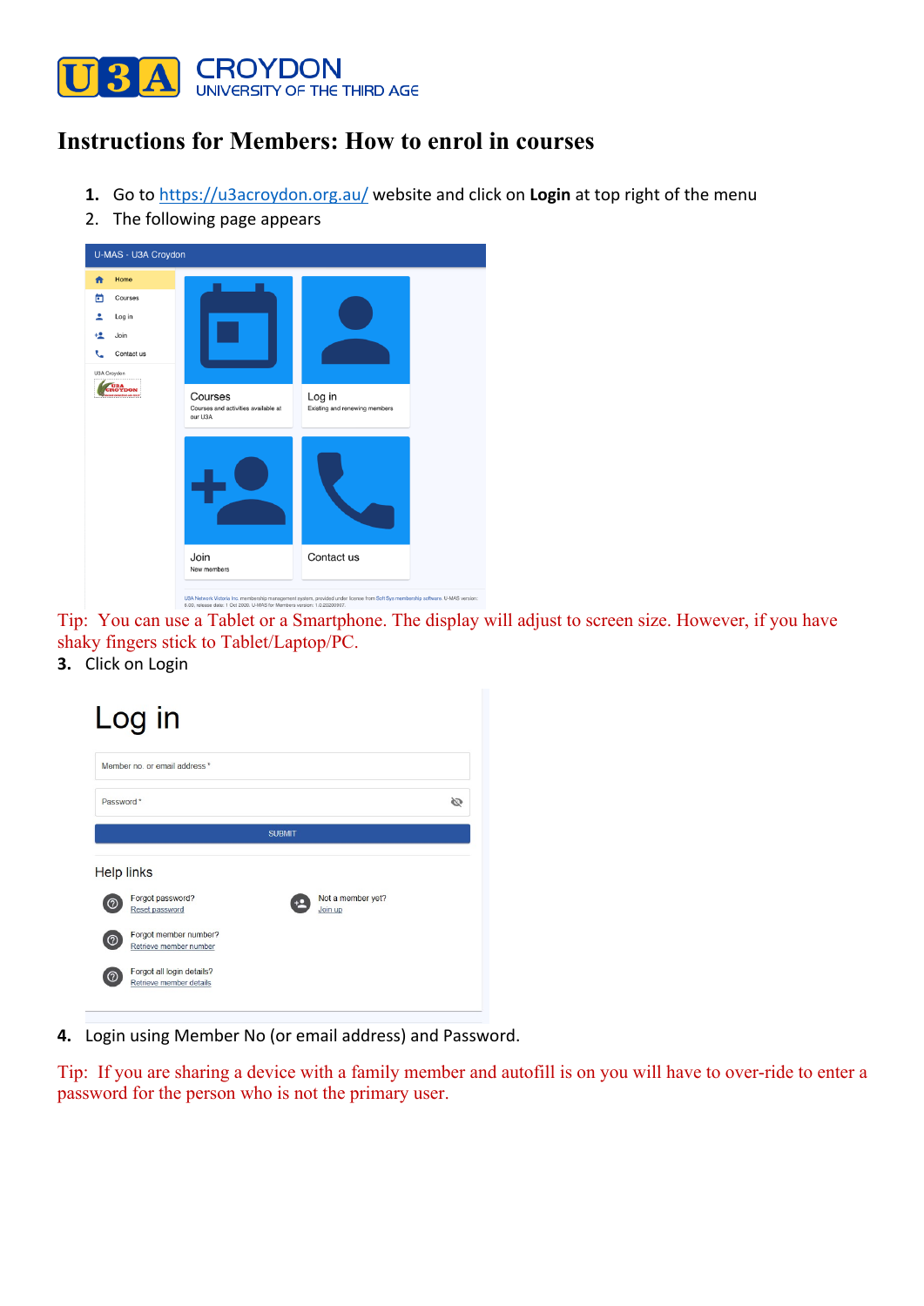# Instructions for Members: How to enrol in courses

1. Go to https://u3acroydon.org.au/ website and click on **Login** at top right of the menu
2. The following page appears

Tip: You can use a Tablet or a Smartphone. The display will adjust to screen size. However, if you have shaky fingers stick to Tablet/Laptop/PC.

3. Click on Login

4. Login using Member No (or email address) and Password.

Tip: If you are sharing a device with a family member and autofill is on you will have to over-ride to enter a password for the person who is not the primary user.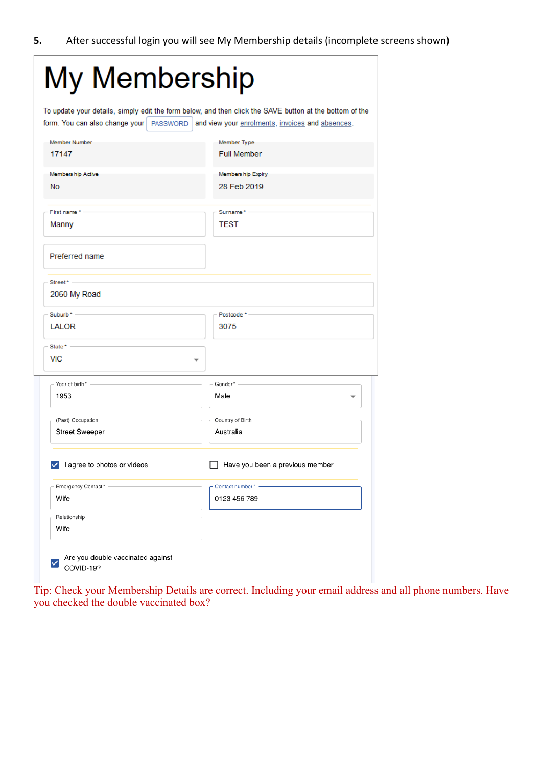5. After successful login you will see My Membership details (incomplete screens shown)

# My Membership

To update your details, simply edit the form below, and then click the SAVE button at the bottom of the form. You can also change your PASSWORD and view your enrolments, invoices and absences.

Member Number
17147

Member Type
Full Member

Membership Active
No

Membership Expiry
28 Feb 2019

First name *
Manny

Surname *
TEST

Preferred name

Street *
2060 My Road

Suburb *
LALOR

Postcode *
3075

State *
VIC

Year of birth *
1953

Gender *
Male

(Past) Occupation
Street Sweeper

Country of Birth
Australia

☑ I agree to photos or videos

☐ Have you been a previous member

Emergency Contact *
Wife

Contact number *
0123 456 789

Relationship
Wife

☑ Are you double vaccinated against COVID-19?

Tip: Check your Membership Details are correct. Including your email address and all phone numbers. Have you checked the double vaccinated box?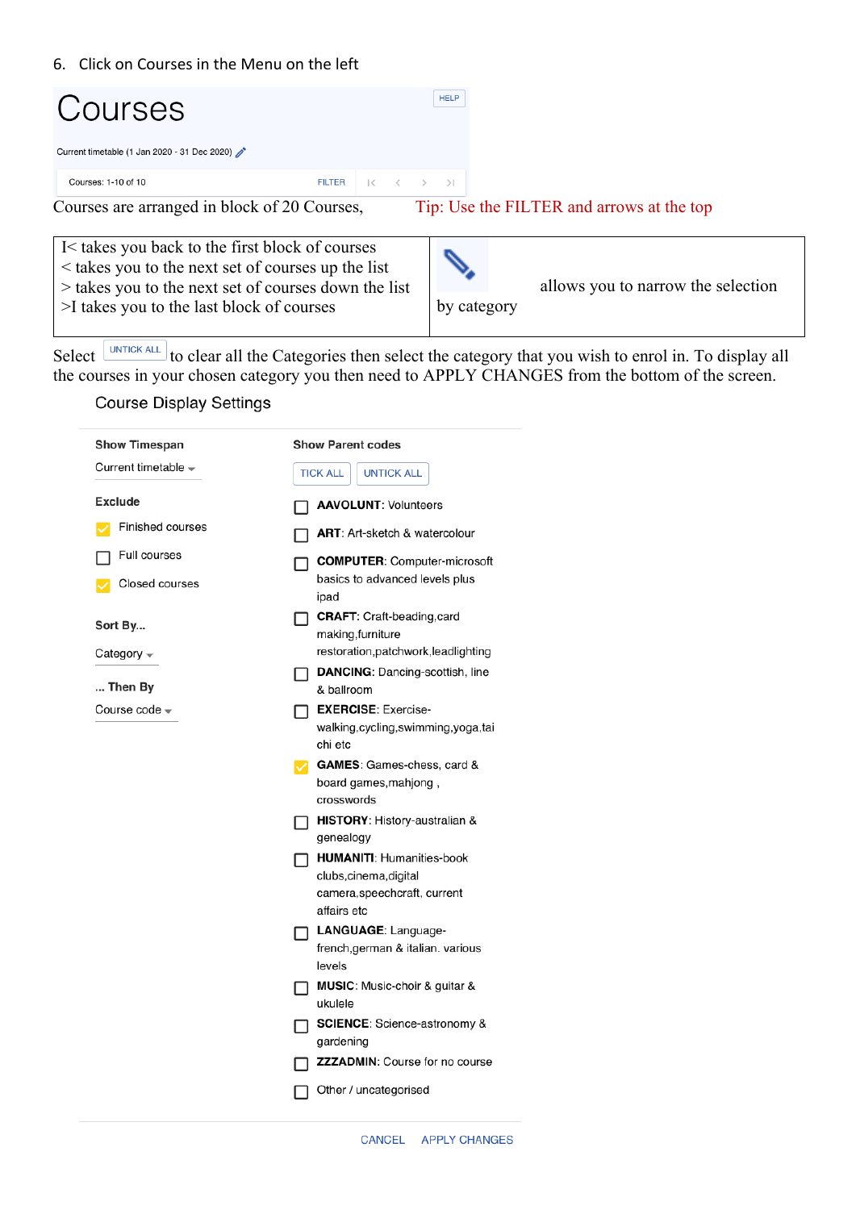6. Click on Courses in the Menu on the left

# Courses

HELP

Current timetable (1 Jan 2020 - 31 Dec 2020)

Courses: 1-10 of 10 FILTER |< < > >|

Courses are arranged in block of 20 Courses, Tip: Use the FILTER and arrows at the top

| I< takes you back to the first block of courses<br>< takes you to the next set of courses up the list<br>> takes you to the next set of courses down the list<br>>I takes you to the last block of courses | allows you to narrow the selection by category |
|---|---|

Select UNTICK ALL to clear all the Categories then select the category that you wish to enrol in. To display all the courses in your chosen category you then need to APPLY CHANGES from the bottom of the screen.

## Course Display Settings

**Show Timespan**

Current timetable

**Exclude**

- [x] Finished courses
- [ ] Full courses
- [x] Closed courses

**Sort By...**

Category

**... Then By**

Course code

**Show Parent codes**

TICK ALL UNTICK ALL

- [ ] **AAVOLUNT**: Volunteers
- [ ] **ART**: Art-sketch & watercolour
- [ ] **COMPUTER**: Computer-microsoft basics to advanced levels plus ipad
- [ ] **CRAFT**: Craft-beading,card making,furniture restoration,patchwork,leadlighting
- [ ] **DANCING**: Dancing-scottish, line & ballroom
- [ ] **EXERCISE**: Exercise-walking,cycling,swimming,yoga,tai chi etc
- [x] **GAMES**: Games-chess, card & board games,mahjong , crosswords
- [ ] **HISTORY**: History-australian & genealogy
- [ ] **HUMANITI**: Humanities-book clubs,cinema,digital camera,speechcraft, current affairs etc
- [ ] **LANGUAGE**: Language-french,german & italian. various levels
- [ ] **MUSIC**: Music-choir & guitar & ukulele
- [ ] **SCIENCE**: Science-astronomy & gardening
- [ ] **ZZZADMIN**: Course for no course
- [ ] Other / uncategorised

CANCEL APPLY CHANGES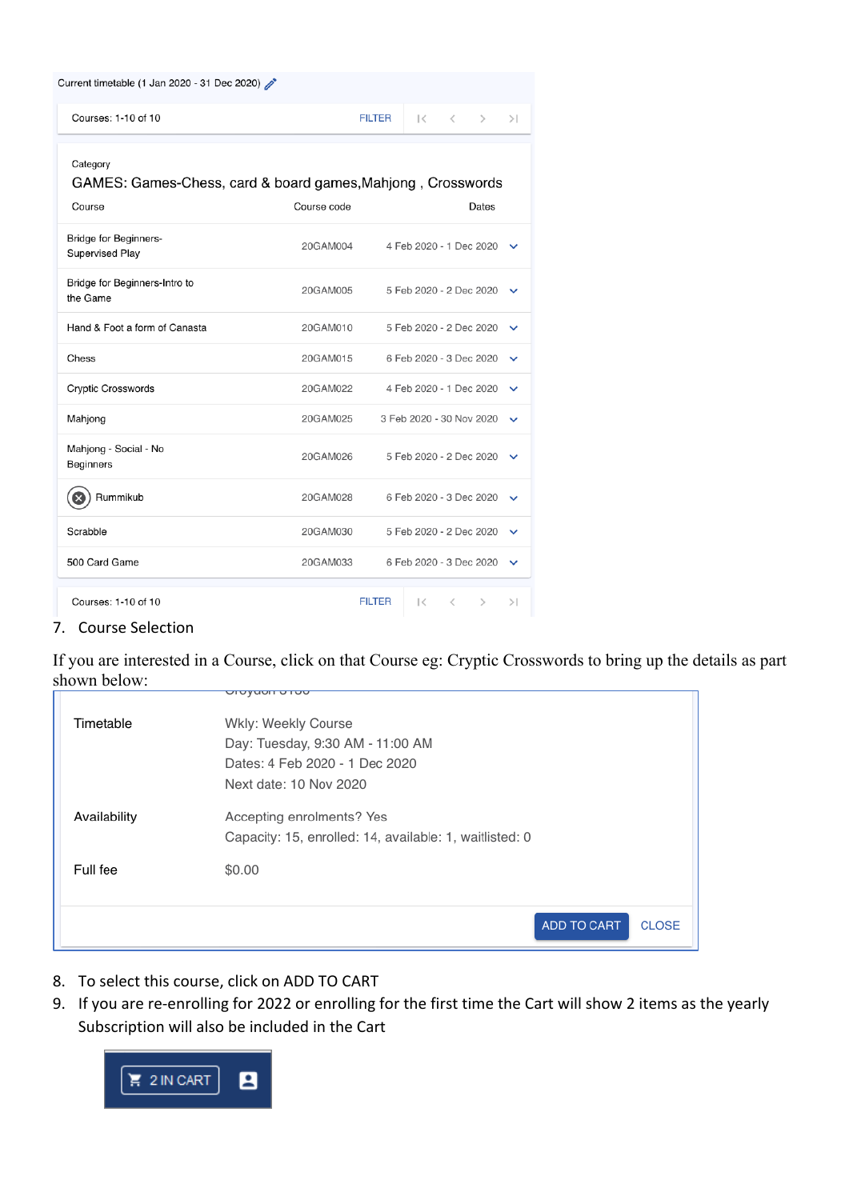Current timetable (1 Jan 2020 - 31 Dec 2020)

Courses: 1-10 of 10 FILTER

Category

GAMES: Games-Chess, card & board games,Mahjong , Crosswords

| Course | Course code | Dates |
| --- | --- | --- |
| Bridge for Beginners-Supervised Play | 20GAM004 | 4 Feb 2020 - 1 Dec 2020 |
| Bridge for Beginners-Intro to the Game | 20GAM005 | 5 Feb 2020 - 2 Dec 2020 |
| Hand & Foot a form of Canasta | 20GAM010 | 5 Feb 2020 - 2 Dec 2020 |
| Chess | 20GAM015 | 6 Feb 2020 - 3 Dec 2020 |
| Cryptic Crosswords | 20GAM022 | 4 Feb 2020 - 1 Dec 2020 |
| Mahjong | 20GAM025 | 3 Feb 2020 - 30 Nov 2020 |
| Mahjong - Social - No Beginners | 20GAM026 | 5 Feb 2020 - 2 Dec 2020 |
| Rummikub | 20GAM028 | 6 Feb 2020 - 3 Dec 2020 |
| Scrabble | 20GAM030 | 5 Feb 2020 - 2 Dec 2020 |
| 500 Card Game | 20GAM033 | 6 Feb 2020 - 3 Dec 2020 |

Courses: 1-10 of 10 FILTER

7. Course Selection

If you are interested in a Course, click on that Course eg: Cryptic Crosswords to bring up the details as part shown below:

| | |
| --- | --- |
| Timetable | Wkly: Weekly Course<br>Day: Tuesday, 9:30 AM - 11:00 AM<br>Dates: 4 Feb 2020 - 1 Dec 2020<br>Next date: 10 Nov 2020 |
| Availability | Accepting enrolments? Yes<br>Capacity: 15, enrolled: 14, available: 1, waitlisted: 0 |
| Full fee | $0.00 |

ADD TO CART CLOSE

8. To select this course, click on ADD TO CART
9. If you are re-enrolling for 2022 or enrolling for the first time the Cart will show 2 items as the yearly Subscription will also be included in the Cart

2 IN CART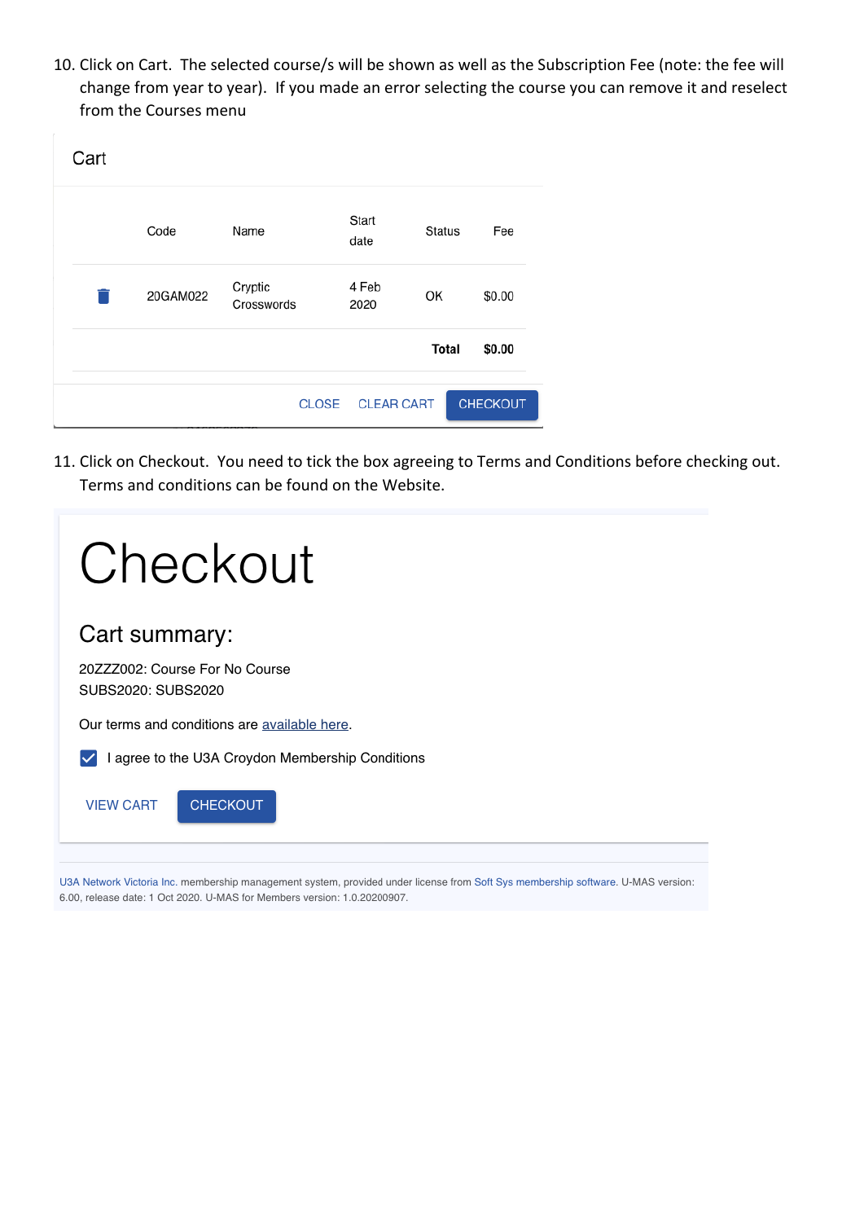10. Click on Cart. The selected course/s will be shown as well as the Subscription Fee (note: the fee will change from year to year). If you made an error selecting the course you can remove it and reselect from the Courses menu

Cart

| | Code | Name | Start date | Status | Fee |
|---|---|---|---|---|---|
| 🗑 | 20GAM022 | Cryptic Crosswords | 4 Feb 2020 | OK | $0.00 |
| | | | | Total | $0.00 |

CLOSE CLEAR CART CHECKOUT

11. Click on Checkout. You need to tick the box agreeing to Terms and Conditions before checking out. Terms and conditions can be found on the Website.

# Checkout

## Cart summary:

20ZZZ002: Course For No Course
SUBS2020: SUBS2020

Our terms and conditions are available here.

☑ I agree to the U3A Croydon Membership Conditions

VIEW CART CHECKOUT

U3A Network Victoria Inc. membership management system, provided under license from Soft Sys membership software. U-MAS version: 6.00, release date: 1 Oct 2020. U-MAS for Members version: 1.0.20200907.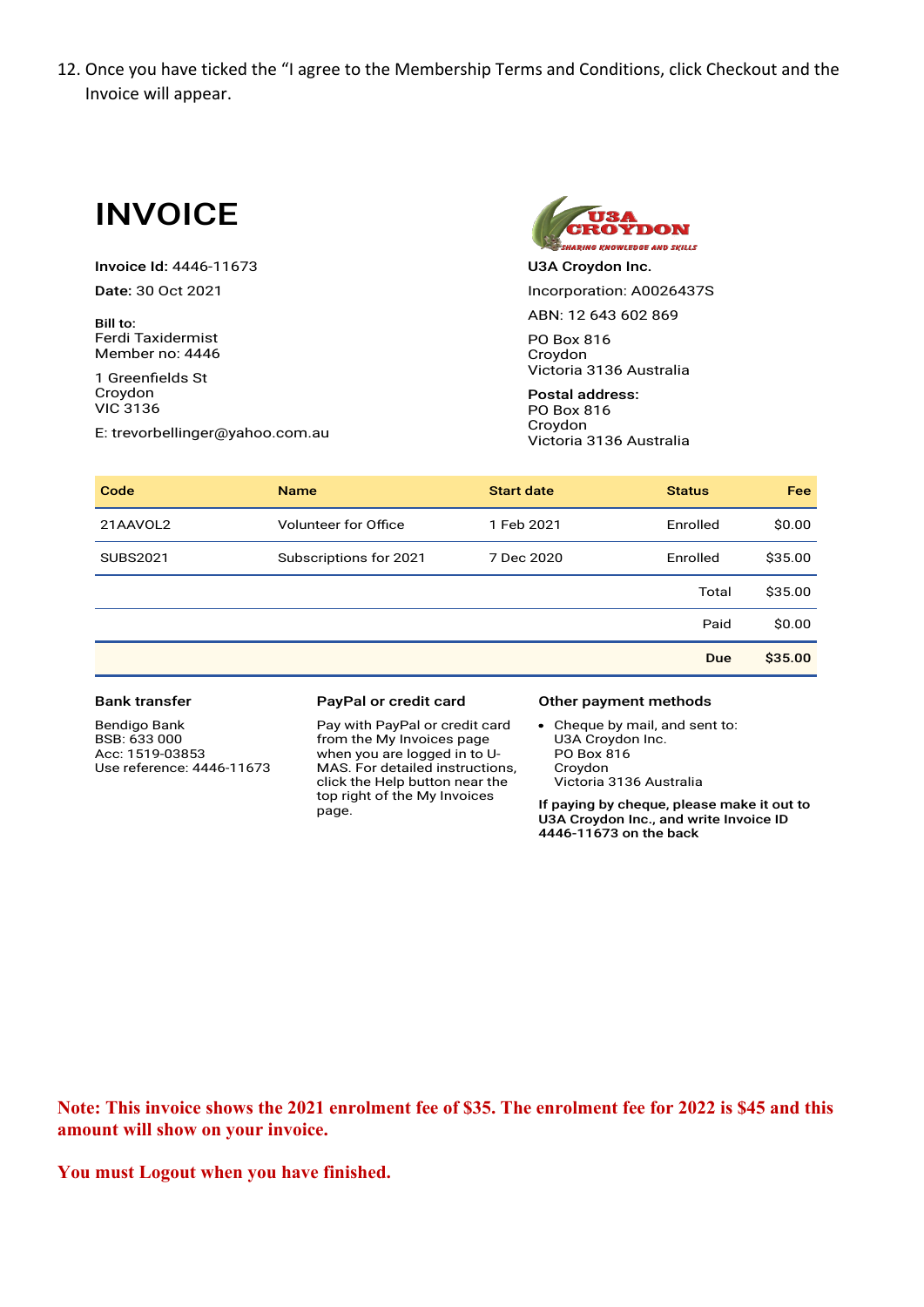12. Once you have ticked the "I agree to the Membership Terms and Conditions, click Checkout and the Invoice will appear.

# INVOICE

**Invoice Id:** 4446-11673

**Date:** 30 Oct 2021

**Bill to:**
Ferdi Taxidermist
Member no: 4446

1 Greenfields St
Croydon
VIC 3136

E: trevorbellinger@yahoo.com.au

U3A CROYDON
SHARING KNOWLEDGE AND SKILLS

**U3A Croydon Inc.**

Incorporation: A0026437S

ABN: 12 643 602 869

PO Box 816
Croydon
Victoria 3136 Australia

**Postal address:**
PO Box 816
Croydon
Victoria 3136 Australia

| Code | Name | Start date | Status | Fee |
|---|---|---|---|---|
| 21AAVOL2 | Volunteer for Office | 1 Feb 2021 | Enrolled | $0.00 |
| SUBS2021 | Subscriptions for 2021 | 7 Dec 2020 | Enrolled | $35.00 |
| | | | Total | $35.00 |
| | | | Paid | $0.00 |
| | | | **Due** | **$35.00** |

**Bank transfer**

Bendigo Bank
BSB: 633 000
Acc: 1519-03853
Use reference: 4446-11673

**PayPal or credit card**

Pay with PayPal or credit card from the My Invoices page when you are logged in to U-MAS. For detailed instructions, click the Help button near the top right of the My Invoices page.

**Other payment methods**

- Cheque by mail, and sent to:
  U3A Croydon Inc.
  PO Box 816
  Croydon
  Victoria 3136 Australia

**If paying by cheque, please make it out to U3A Croydon Inc., and write Invoice ID 4446-11673 on the back**

**Note: This invoice shows the 2021 enrolment fee of $35. The enrolment fee for 2022 is $45 and this amount will show on your invoice.**

**You must Logout when you have finished.**